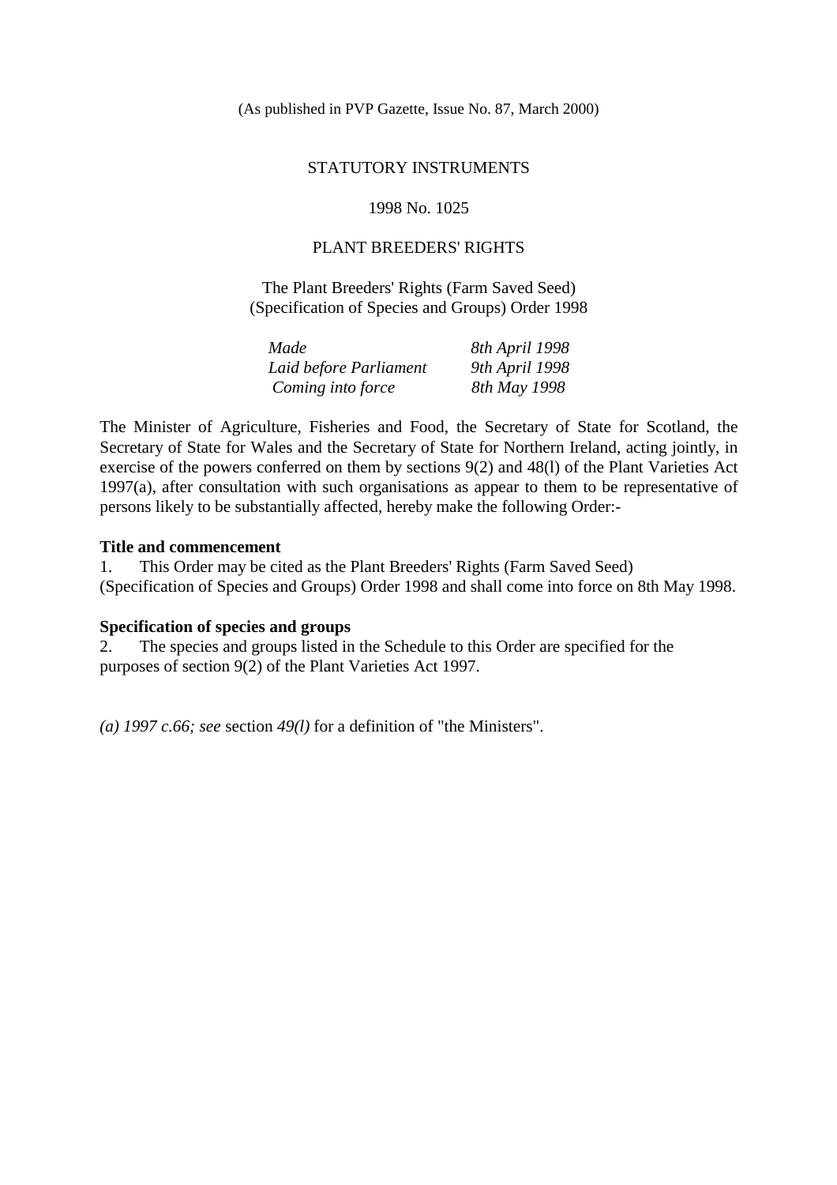(As published in PVP Gazette, Issue No. 87, March 2000)

STATUTORY INSTRUMENTS

1998 No. 1025

PLANT BREEDERS' RIGHTS

The Plant Breeders' Rights (Farm Saved Seed) (Specification of Species and Groups) Order 1998

| | |
|---|---|
| *Made* | *8th April 1998* |
| *Laid before Parliament* | *9th April 1998* |
| *Coming into force* | *8th May 1998* |

The Minister of Agriculture, Fisheries and Food, the Secretary of State for Scotland, the Secretary of State for Wales and the Secretary of State for Northern Ireland, acting jointly, in exercise of the powers conferred on them by sections 9(2) and 48(l) of the Plant Varieties Act 1997(a), after consultation with such organisations as appear to them to be representative of persons likely to be substantially affected, hereby make the following Order:-

**Title and commencement**

1. This Order may be cited as the Plant Breeders' Rights (Farm Saved Seed) (Specification of Species and Groups) Order 1998 and shall come into force on 8th May 1998.

**Specification of species and groups**

2. The species and groups listed in the Schedule to this Order are specified for the purposes of section 9(2) of the Plant Varieties Act 1997.

*(a) 1997 c.66; see* section *49(l)* for a definition of "the Ministers".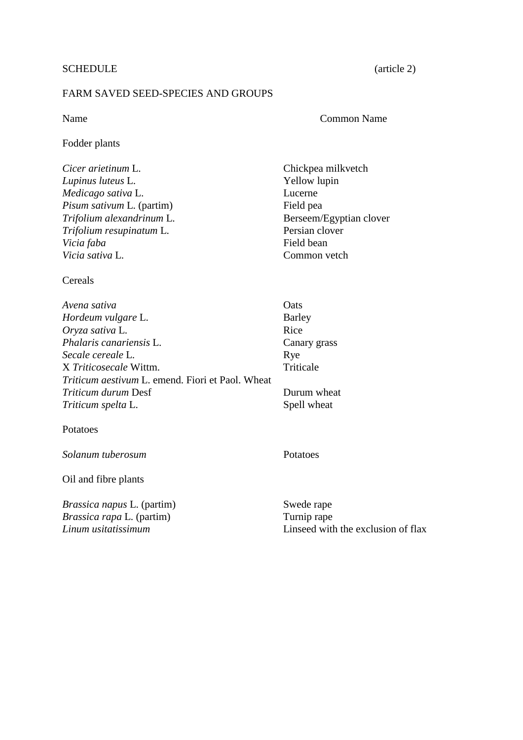SCHEDULE (article 2)

FARM SAVED SEED-SPECIES AND GROUPS

| Name | Common Name |
|---|---|
| **Fodder plants** | |
| *Cicer arietinum* L. | Chickpea milkvetch |
| *Lupinus luteus* L. | Yellow lupin |
| *Medicago sativa* L. | Lucerne |
| *Pisum sativum* L. (partim) | Field pea |
| *Trifolium alexandrinum* L. | Berseem/Egyptian clover |
| *Trifolium resupinatum* L. | Persian clover |
| *Vicia faba* | Field bean |
| *Vicia sativa* L. | Common vetch |
| **Cereals** | |
| *Avena sativa* | Oats |
| *Hordeum vulgare* L. | Barley |
| *Oryza sativa* L. | Rice |
| *Phalaris canariensis* L. | Canary grass |
| *Secale cereale* L. | Rye |
| X *Triticosecale* Wittm. | Triticale |
| *Triticum aestivum* L. emend. Fiori et Paol. | Wheat |
| *Triticum durum* Desf | Durum wheat |
| *Triticum spelta* L. | Spell wheat |
| **Potatoes** | |
| *Solanum tuberosum* | Potatoes |
| **Oil and fibre plants** | |
| *Brassica napus* L. (partim) | Swede rape |
| *Brassica rapa* L. (partim) | Turnip rape |
| *Linum usitatissimum* | Linseed with the exclusion of flax |